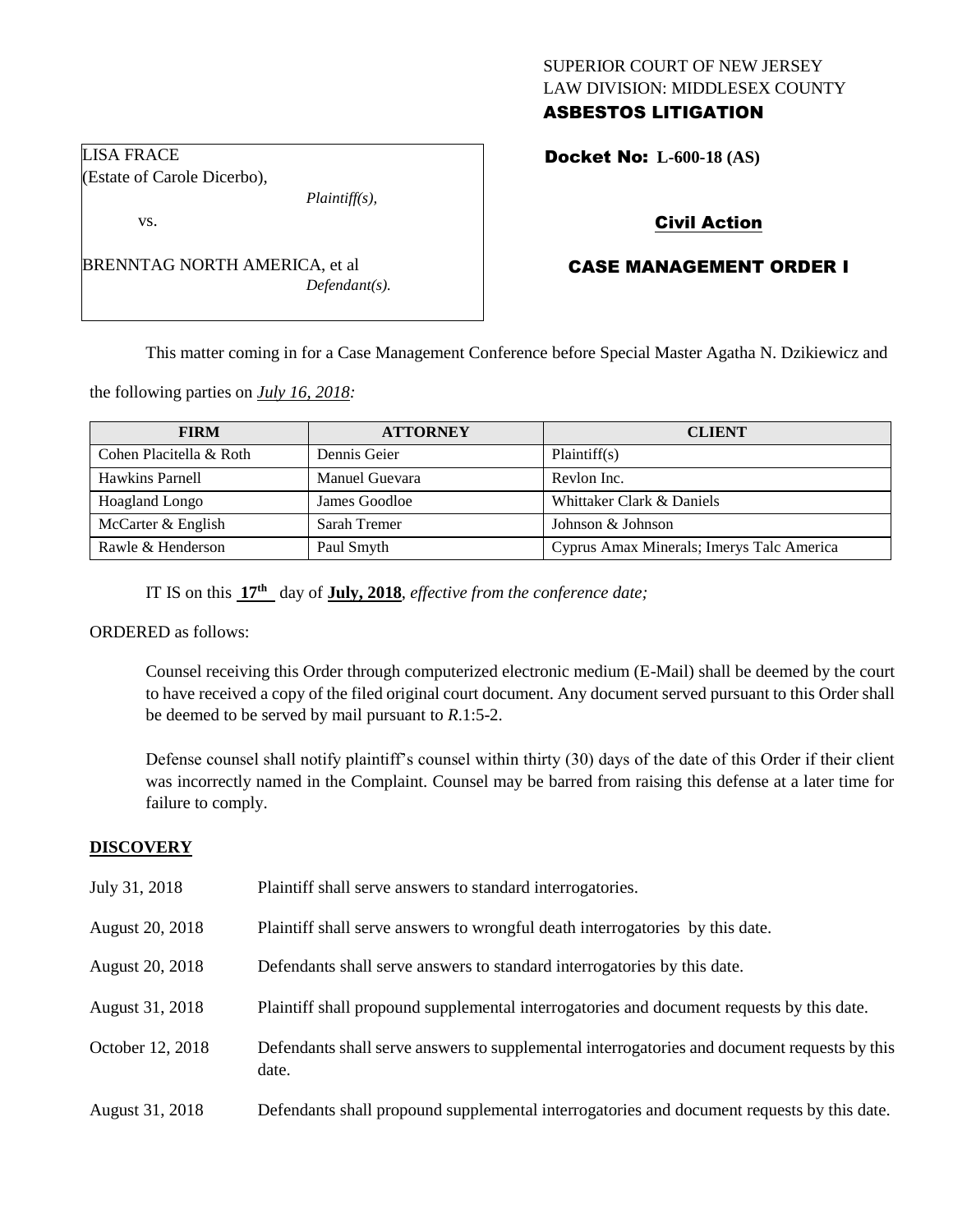SUPERIOR COURT OF NEW JERSEY
LAW DIVISION: MIDDLESEX COUNTY
**ASBESTOS LITIGATION**

LISA FRACE
(Estate of Carole Dicerbo),
*Plaintiff(s),*

vs.

BRENNTAG NORTH AMERICA, et al
*Defendant(s).*

**Docket No: L-600-18 (AS)**

**Civil Action**

**CASE MANAGEMENT ORDER I**

This matter coming in for a Case Management Conference before Special Master Agatha N. Dzikiewicz and the following parties on *July 16, 2018:*

| FIRM | ATTORNEY | CLIENT |
|---|---|---|
| Cohen Placitella & Roth | Dennis Geier | Plaintiff(s) |
| Hawkins Parnell | Manuel Guevara | Revlon Inc. |
| Hoagland Longo | James Goodloe | Whittaker Clark & Daniels |
| McCarter & English | Sarah Tremer | Johnson & Johnson |
| Rawle & Henderson | Paul Smyth | Cyprus Amax Minerals; Imerys Talc America |

IT IS on this **17th** day of **July, 2018**, *effective from the conference date;*

ORDERED as follows:

Counsel receiving this Order through computerized electronic medium (E-Mail) shall be deemed by the court to have received a copy of the filed original court document. Any document served pursuant to this Order shall be deemed to be served by mail pursuant to *R*.1:5-2.

Defense counsel shall notify plaintiff's counsel within thirty (30) days of the date of this Order if their client was incorrectly named in the Complaint. Counsel may be barred from raising this defense at a later time for failure to comply.

## DISCOVERY

| | |
|---|---|
| July 31, 2018 | Plaintiff shall serve answers to standard interrogatories. |
| August 20, 2018 | Plaintiff shall serve answers to wrongful death interrogatories by this date. |
| August 20, 2018 | Defendants shall serve answers to standard interrogatories by this date. |
| August 31, 2018 | Plaintiff shall propound supplemental interrogatories and document requests by this date. |
| October 12, 2018 | Defendants shall serve answers to supplemental interrogatories and document requests by this date. |
| August 31, 2018 | Defendants shall propound supplemental interrogatories and document requests by this date. |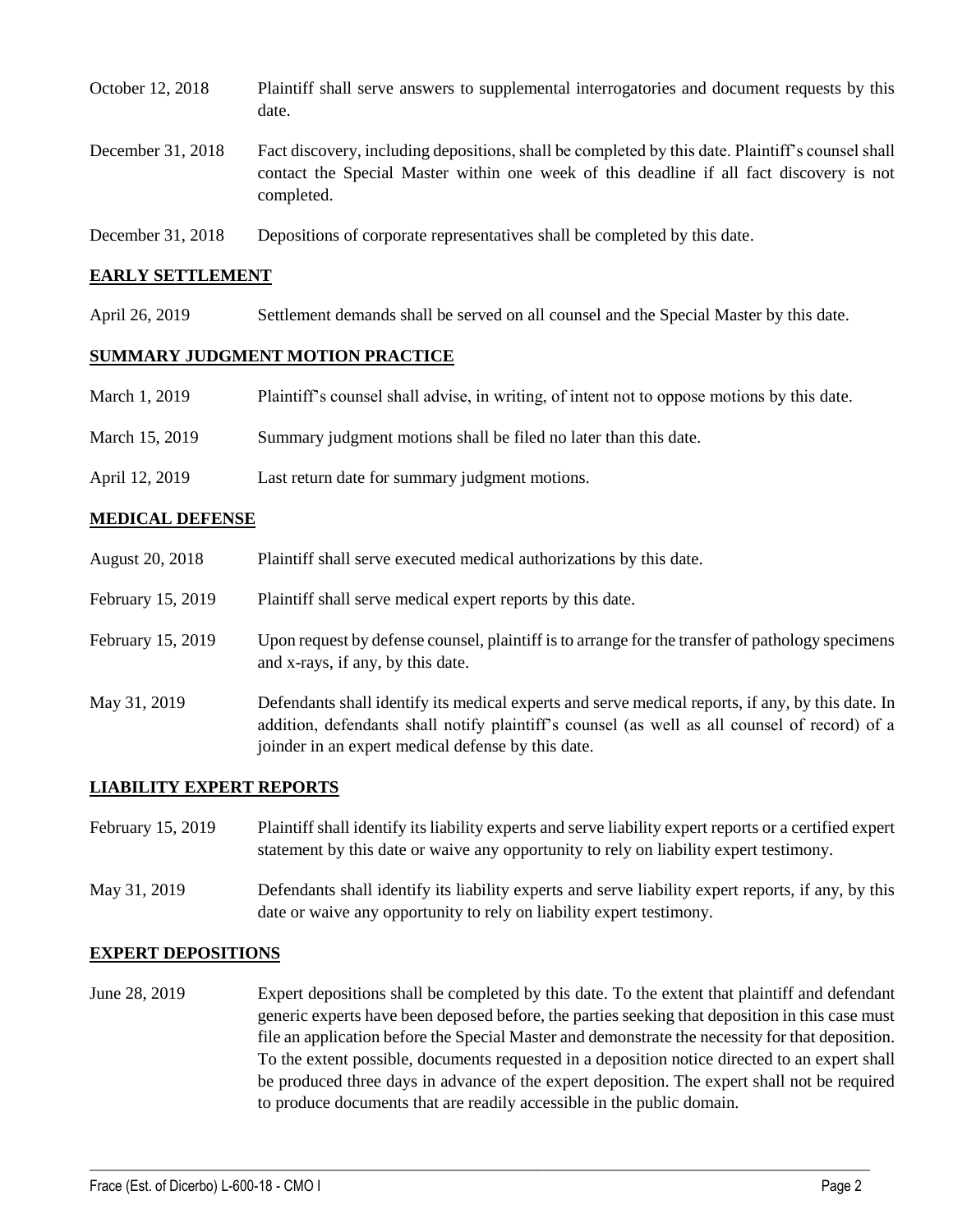| | |
|---|---|
| October 12, 2018 | Plaintiff shall serve answers to supplemental interrogatories and document requests by this date. |
| December 31, 2018 | Fact discovery, including depositions, shall be completed by this date. Plaintiff's counsel shall contact the Special Master within one week of this deadline if all fact discovery is not completed. |
| December 31, 2018 | Depositions of corporate representatives shall be completed by this date. |

## EARLY SETTLEMENT

| | |
|---|---|
| April 26, 2019 | Settlement demands shall be served on all counsel and the Special Master by this date. |

## SUMMARY JUDGMENT MOTION PRACTICE

| | |
|---|---|
| March 1, 2019 | Plaintiff's counsel shall advise, in writing, of intent not to oppose motions by this date. |
| March 15, 2019 | Summary judgment motions shall be filed no later than this date. |
| April 12, 2019 | Last return date for summary judgment motions. |

## MEDICAL DEFENSE

| | |
|---|---|
| August 20, 2018 | Plaintiff shall serve executed medical authorizations by this date. |
| February 15, 2019 | Plaintiff shall serve medical expert reports by this date. |
| February 15, 2019 | Upon request by defense counsel, plaintiff is to arrange for the transfer of pathology specimens and x-rays, if any, by this date. |
| May 31, 2019 | Defendants shall identify its medical experts and serve medical reports, if any, by this date. In addition, defendants shall notify plaintiff's counsel (as well as all counsel of record) of a joinder in an expert medical defense by this date. |

## LIABILITY EXPERT REPORTS

| | |
|---|---|
| February 15, 2019 | Plaintiff shall identify its liability experts and serve liability expert reports or a certified expert statement by this date or waive any opportunity to rely on liability expert testimony. |
| May 31, 2019 | Defendants shall identify its liability experts and serve liability expert reports, if any, by this date or waive any opportunity to rely on liability expert testimony. |

## EXPERT DEPOSITIONS

| | |
|---|---|
| June 28, 2019 | Expert depositions shall be completed by this date. To the extent that plaintiff and defendant generic experts have been deposed before, the parties seeking that deposition in this case must file an application before the Special Master and demonstrate the necessity for that deposition. To the extent possible, documents requested in a deposition notice directed to an expert shall be produced three days in advance of the expert deposition. The expert shall not be required to produce documents that are readily accessible in the public domain. |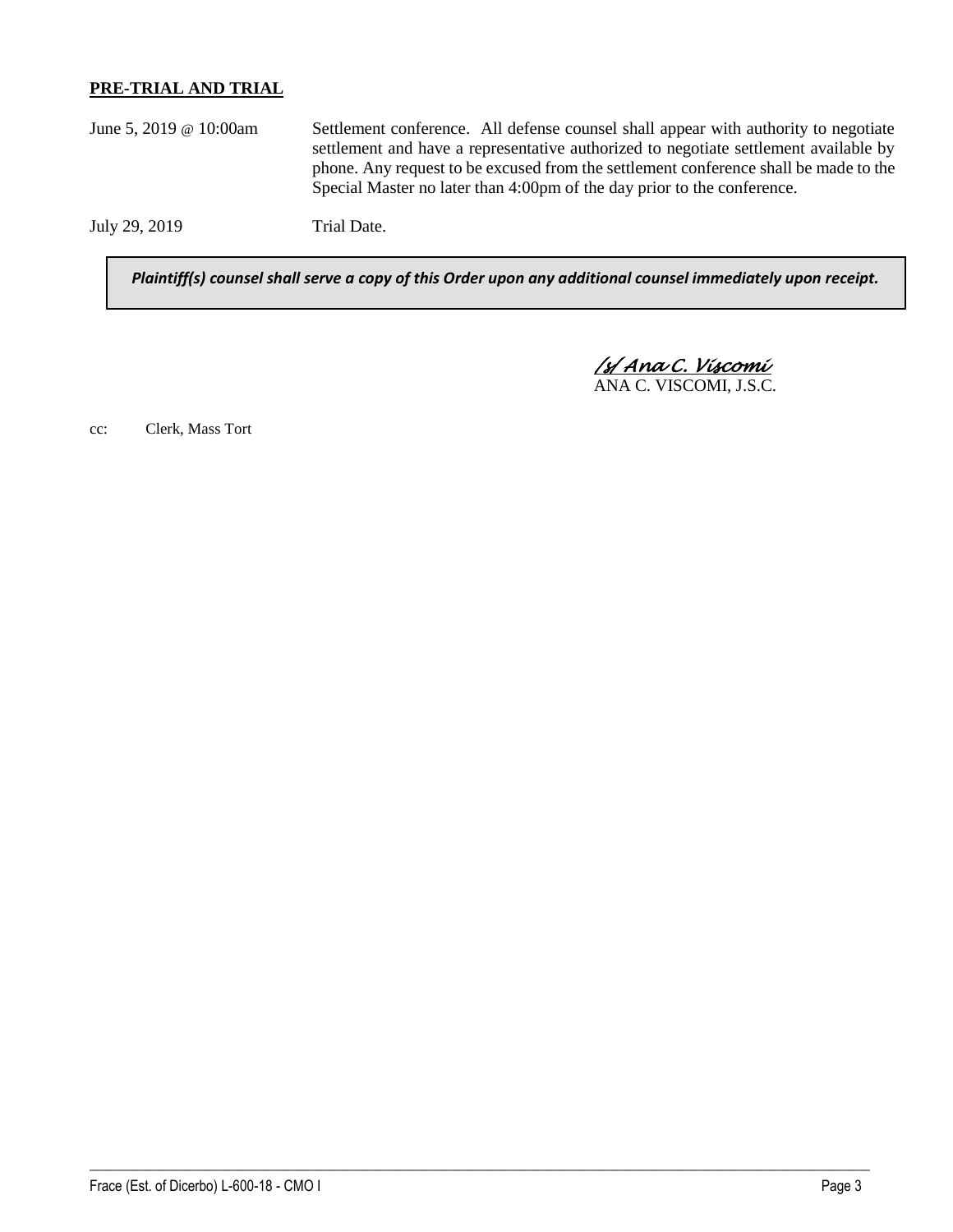**PRE-TRIAL AND TRIAL**

| | |
|---|---|
| June 5, 2019 @ 10:00am | Settlement conference. All defense counsel shall appear with authority to negotiate settlement and have a representative authorized to negotiate settlement available by phone. Any request to be excused from the settlement conference shall be made to the Special Master no later than 4:00pm of the day prior to the conference. |
| July 29, 2019 | Trial Date. |

***Plaintiff(s) counsel shall serve a copy of this Order upon any additional counsel immediately upon receipt.***

/s/ Ana C. Viscomi
ANA C. VISCOMI, J.S.C.

cc: Clerk, Mass Tort